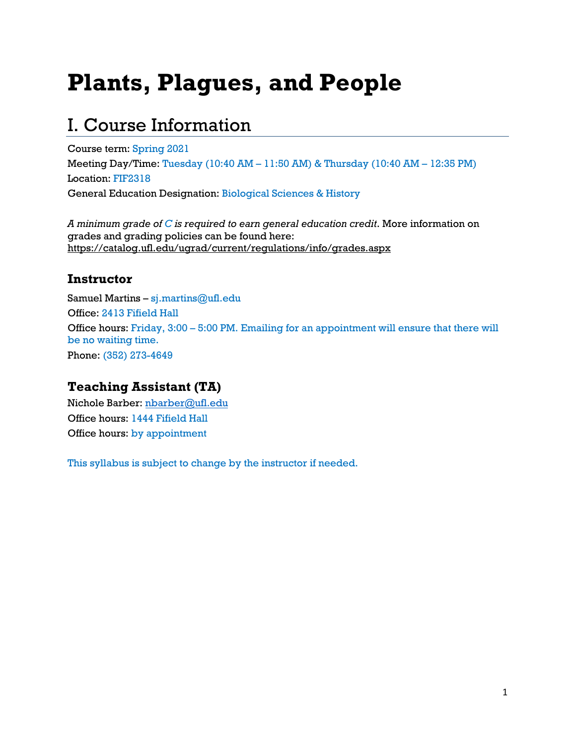# Plants, Plagues, and People

## I. Course Information

Course term: Spring 2021

Meeting Day/Time: Tuesday (10:40 AM – 11:50 AM) & Thursday (10:40 AM – 12:35 PM)

Location: FIF2318

General Education Designation: Biological Sciences & History

*A minimum grade of C is required to earn general education credit*. More information on grades and grading policies can be found here: https://catalog.ufl.edu/ugrad/current/regulations/info/grades.aspx

### Instructor

Samuel Martins – sj.martins@ufl.edu

Office: 2413 Fifield Hall

Office hours: Friday, 3:00 – 5:00 PM. Emailing for an appointment will ensure that there will be no waiting time.

Phone: (352) 273-4649

### Teaching Assistant (TA)

Nichole Barber: nbarber@ufl.edu

Office hours: 1444 Fifield Hall

Office hours: by appointment

This syllabus is subject to change by the instructor if needed.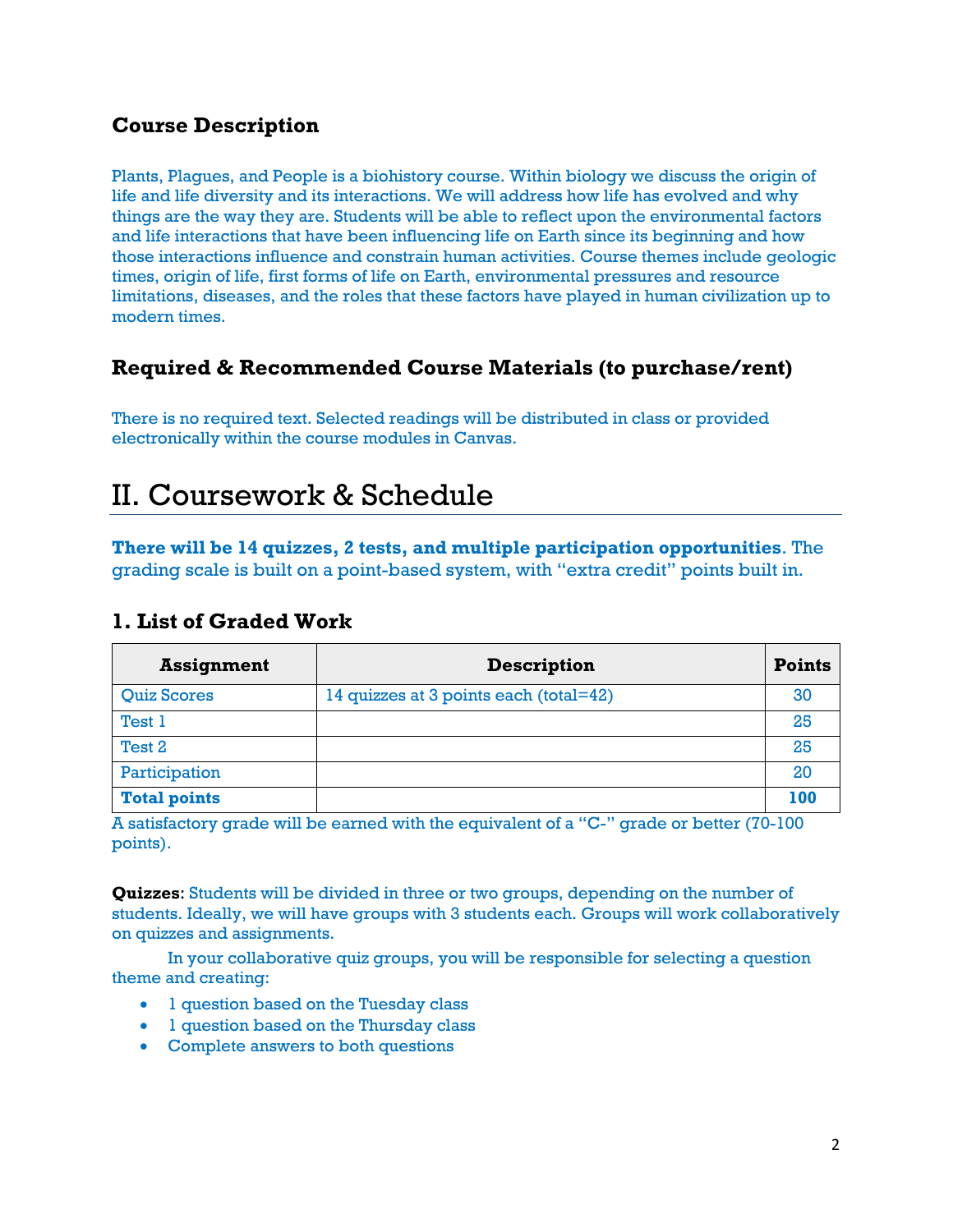### Course Description

Plants, Plagues, and People is a biohistory course. Within biology we discuss the origin of life and life diversity and its interactions. We will address how life has evolved and why things are the way they are. Students will be able to reflect upon the environmental factors and life interactions that have been influencing life on Earth since its beginning and how those interactions influence and constrain human activities. Course themes include geologic times, origin of life, first forms of life on Earth, environmental pressures and resource limitations, diseases, and the roles that these factors have played in human civilization up to modern times.

### Required & Recommended Course Materials (to purchase/rent)

There is no required text. Selected readings will be distributed in class or provided electronically within the course modules in Canvas.

# II. Coursework & Schedule

**There will be 14 quizzes, 2 tests, and multiple participation opportunities**. The grading scale is built on a point-based system, with "extra credit" points built in.

### 1. List of Graded Work

| Assignment | Description | Points |
|---|---|---|
| Quiz Scores | 14 quizzes at 3 points each (total=42) | 30 |
| Test 1 | | 25 |
| Test 2 | | 25 |
| Participation | | 20 |
| **Total points** | | **100** |

A satisfactory grade will be earned with the equivalent of a "C-" grade or better (70-100 points).

**Quizzes**: Students will be divided in three or two groups, depending on the number of students. Ideally, we will have groups with 3 students each. Groups will work collaboratively on quizzes and assignments.

In your collaborative quiz groups, you will be responsible for selecting a question theme and creating:

- 1 question based on the Tuesday class
- 1 question based on the Thursday class
- Complete answers to both questions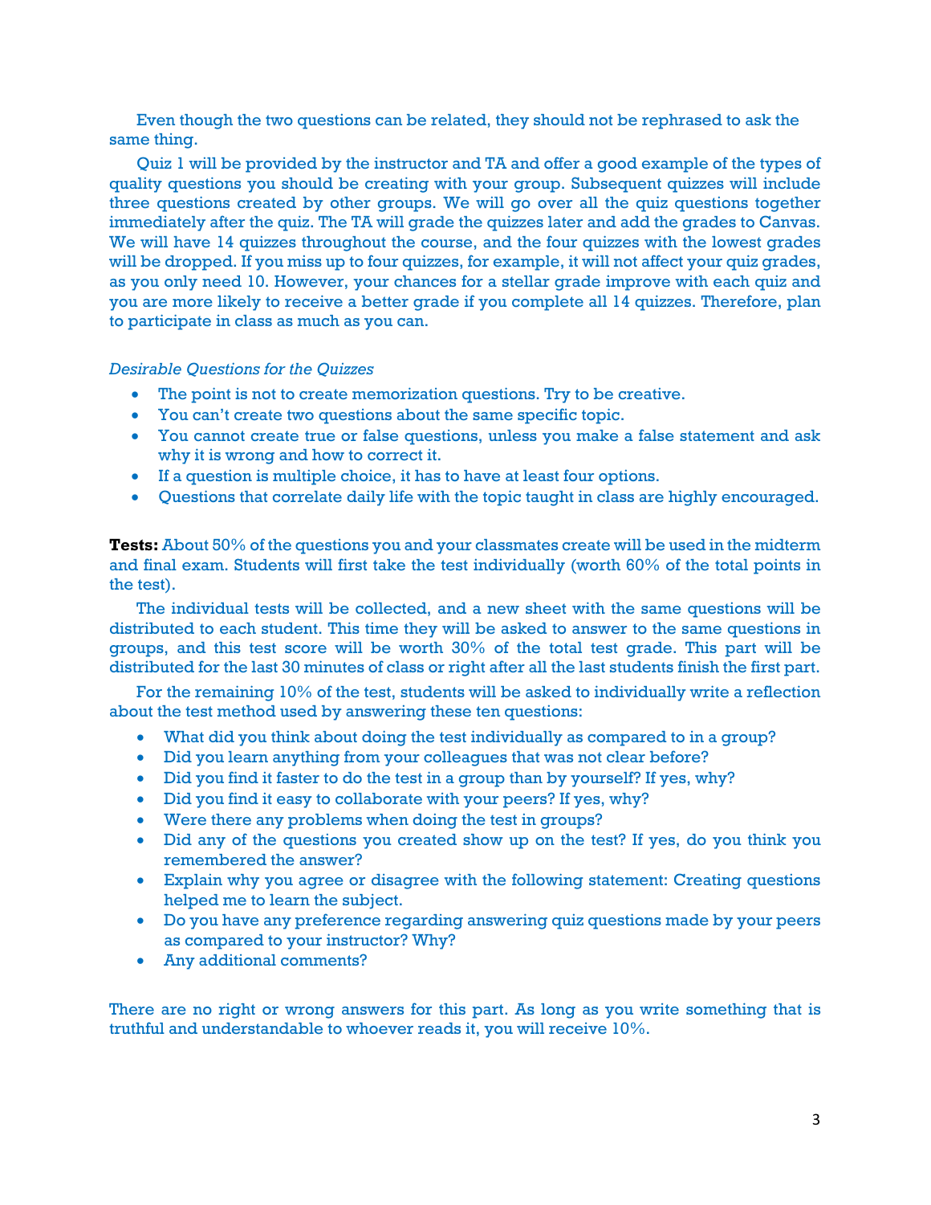Even though the two questions can be related, they should not be rephrased to ask the same thing.

Quiz 1 will be provided by the instructor and TA and offer a good example of the types of quality questions you should be creating with your group. Subsequent quizzes will include three questions created by other groups. We will go over all the quiz questions together immediately after the quiz. The TA will grade the quizzes later and add the grades to Canvas. We will have 14 quizzes throughout the course, and the four quizzes with the lowest grades will be dropped. If you miss up to four quizzes, for example, it will not affect your quiz grades, as you only need 10. However, your chances for a stellar grade improve with each quiz and you are more likely to receive a better grade if you complete all 14 quizzes. Therefore, plan to participate in class as much as you can.

*Desirable Questions for the Quizzes*

- The point is not to create memorization questions. Try to be creative.
- You can't create two questions about the same specific topic.
- You cannot create true or false questions, unless you make a false statement and ask why it is wrong and how to correct it.
- If a question is multiple choice, it has to have at least four options.
- Questions that correlate daily life with the topic taught in class are highly encouraged.

**Tests:** About 50% of the questions you and your classmates create will be used in the midterm and final exam. Students will first take the test individually (worth 60% of the total points in the test).

The individual tests will be collected, and a new sheet with the same questions will be distributed to each student. This time they will be asked to answer to the same questions in groups, and this test score will be worth 30% of the total test grade. This part will be distributed for the last 30 minutes of class or right after all the last students finish the first part.

For the remaining 10% of the test, students will be asked to individually write a reflection about the test method used by answering these ten questions:

- What did you think about doing the test individually as compared to in a group?
- Did you learn anything from your colleagues that was not clear before?
- Did you find it faster to do the test in a group than by yourself? If yes, why?
- Did you find it easy to collaborate with your peers? If yes, why?
- Were there any problems when doing the test in groups?
- Did any of the questions you created show up on the test? If yes, do you think you remembered the answer?
- Explain why you agree or disagree with the following statement: Creating questions helped me to learn the subject.
- Do you have any preference regarding answering quiz questions made by your peers as compared to your instructor? Why?
- Any additional comments?

There are no right or wrong answers for this part. As long as you write something that is truthful and understandable to whoever reads it, you will receive 10%.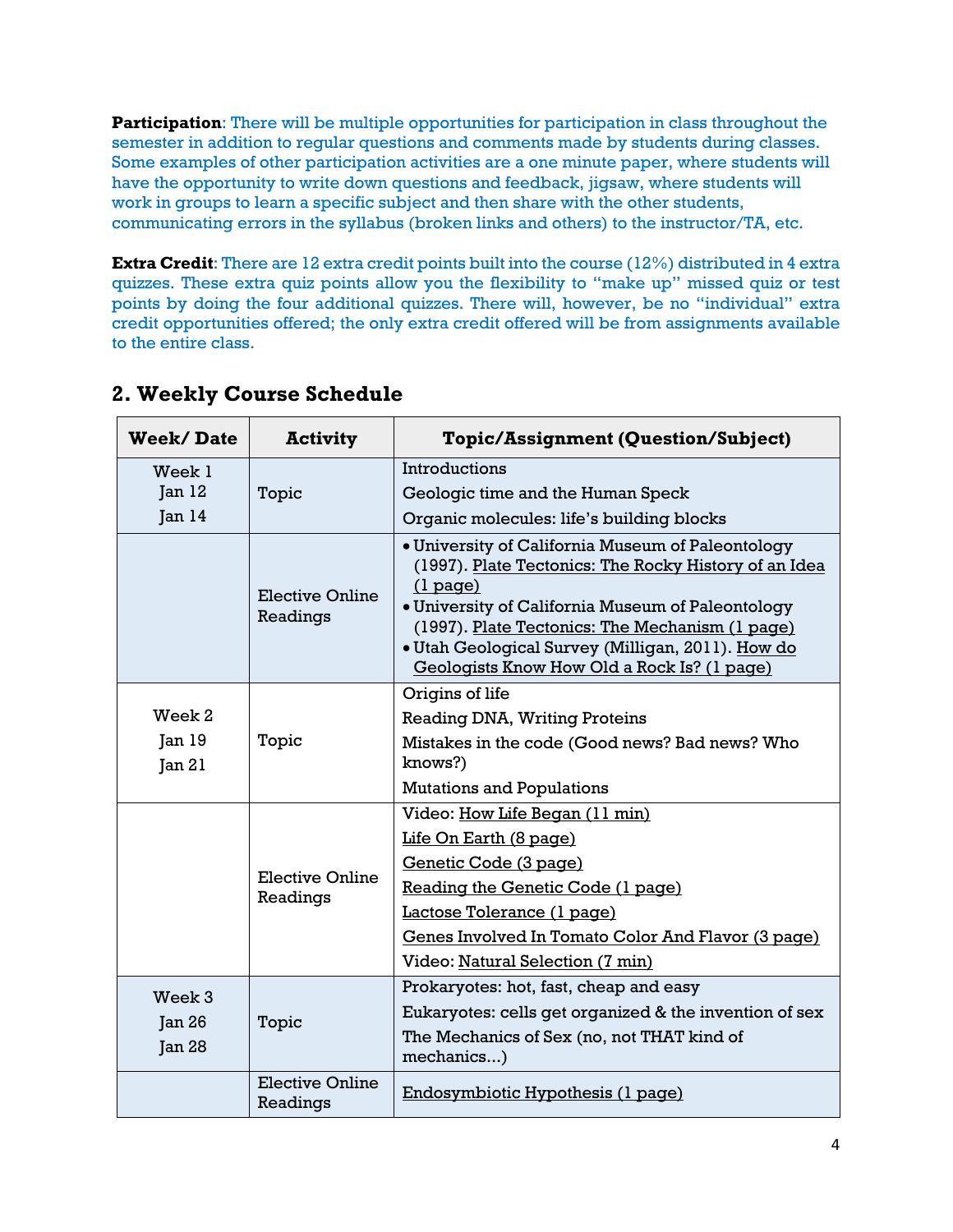**Participation**: There will be multiple opportunities for participation in class throughout the semester in addition to regular questions and comments made by students during classes. Some examples of other participation activities are a one minute paper, where students will have the opportunity to write down questions and feedback, jigsaw, where students will work in groups to learn a specific subject and then share with the other students, communicating errors in the syllabus (broken links and others) to the instructor/TA, etc.

**Extra Credit**: There are 12 extra credit points built into the course (12%) distributed in 4 extra quizzes. These extra quiz points allow you the flexibility to "make up" missed quiz or test points by doing the four additional quizzes. There will, however, be no "individual" extra credit opportunities offered; the only extra credit offered will be from assignments available to the entire class.

## 2. Weekly Course Schedule

| Week/ Date | Activity | Topic/Assignment (Question/Subject) |
|---|---|---|
| Week 1<br>Jan 12<br>Jan 14 | Topic | Introductions<br>Geologic time and the Human Speck<br>Organic molecules: life's building blocks |
| | Elective Online Readings | • University of California Museum of Paleontology (1997). Plate Tectonics: The Rocky History of an Idea (1 page)<br>• University of California Museum of Paleontology (1997). Plate Tectonics: The Mechanism (1 page)<br>• Utah Geological Survey (Milligan, 2011). How do Geologists Know How Old a Rock Is? (1 page) |
| Week 2<br>Jan 19<br>Jan 21 | Topic | Origins of life<br>Reading DNA, Writing Proteins<br>Mistakes in the code (Good news? Bad news? Who knows?)<br>Mutations and Populations |
| | Elective Online Readings | Video: How Life Began (11 min)<br>Life On Earth (8 page)<br>Genetic Code (3 page)<br>Reading the Genetic Code (1 page)<br>Lactose Tolerance (1 page)<br>Genes Involved In Tomato Color And Flavor (3 page)<br>Video: Natural Selection (7 min) |
| Week 3<br>Jan 26<br>Jan 28 | Topic | Prokaryotes: hot, fast, cheap and easy<br>Eukaryotes: cells get organized & the invention of sex<br>The Mechanics of Sex (no, not THAT kind of mechanics...) |
| | Elective Online Readings | Endosymbiotic Hypothesis (1 page) |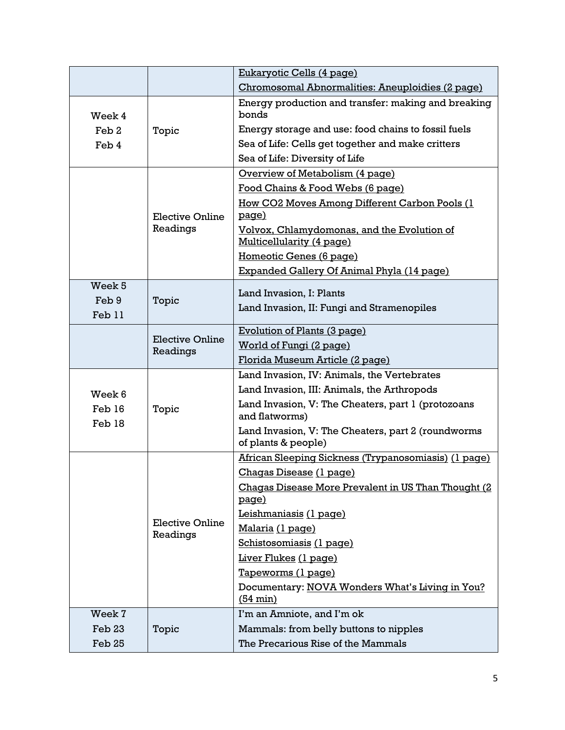| | | |
|---|---|---|
| | | Eukaryotic Cells (4 page)<br>Chromosomal Abnormalities: Aneuploidies (2 page) |
| Week 4<br>Feb 2<br>Feb 4 | Topic | Energy production and transfer: making and breaking bonds<br>Energy storage and use: food chains to fossil fuels<br>Sea of Life: Cells get together and make critters<br>Sea of Life: Diversity of Life |
| | Elective Online Readings | Overview of Metabolism (4 page)<br>Food Chains & Food Webs (6 page)<br>How CO2 Moves Among Different Carbon Pools (1 page)<br>Volvox, Chlamydomonas, and the Evolution of Multicellularity (4 page)<br>Homeotic Genes (6 page)<br>Expanded Gallery Of Animal Phyla (14 page) |
| Week 5<br>Feb 9<br>Feb 11 | Topic | Land Invasion, I: Plants<br>Land Invasion, II: Fungi and Stramenopiles |
| | Elective Online Readings | Evolution of Plants (3 page)<br>World of Fungi (2 page)<br>Florida Museum Article (2 page) |
| Week 6<br>Feb 16<br>Feb 18 | Topic | Land Invasion, IV: Animals, the Vertebrates<br>Land Invasion, III: Animals, the Arthropods<br>Land Invasion, V: The Cheaters, part 1 (protozoans and flatworms)<br>Land Invasion, V: The Cheaters, part 2 (roundworms of plants & people) |
| | Elective Online Readings | African Sleeping Sickness (Trypanosomiasis) (1 page)<br>Chagas Disease (1 page)<br>Chagas Disease More Prevalent in US Than Thought (2 page)<br>Leishmaniasis (1 page)<br>Malaria (1 page)<br>Schistosomiasis (1 page)<br>Liver Flukes (1 page)<br>Tapeworms (1 page)<br>Documentary: NOVA Wonders What's Living in You? (54 min) |
| Week 7<br>Feb 23<br>Feb 25 | Topic | I'm an Amniote, and I'm ok<br>Mammals: from belly buttons to nipples<br>The Precarious Rise of the Mammals |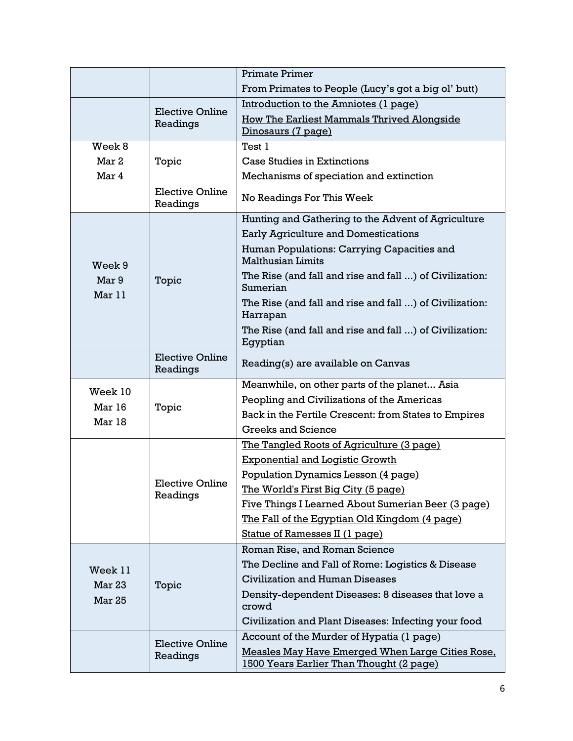| | | |
|---|---|---|
| | | Primate Primer<br>From Primates to People (Lucy's got a big ol' butt) |
| | Elective Online Readings | Introduction to the Amniotes (1 page)<br>How The Earliest Mammals Thrived Alongside Dinosaurs (7 page) |
| Week 8<br>Mar 2<br>Mar 4 | Topic | Test 1<br>Case Studies in Extinctions<br>Mechanisms of speciation and extinction |
| | Elective Online Readings | No Readings For This Week |
| Week 9<br>Mar 9<br>Mar 11 | Topic | Hunting and Gathering to the Advent of Agriculture<br>Early Agriculture and Domestications<br>Human Populations: Carrying Capacities and Malthusian Limits<br>The Rise (and fall and rise and fall ...) of Civilization: Sumerian<br>The Rise (and fall and rise and fall ...) of Civilization: Harrapan<br>The Rise (and fall and rise and fall ...) of Civilization: Egyptian |
| | Elective Online Readings | Reading(s) are available on Canvas |
| Week 10<br>Mar 16<br>Mar 18 | Topic | Meanwhile, on other parts of the planet... Asia<br>Peopling and Civilizations of the Americas<br>Back in the Fertile Crescent: from States to Empires<br>Greeks and Science |
| | Elective Online Readings | The Tangled Roots of Agriculture (3 page)<br>Exponential and Logistic Growth<br>Population Dynamics Lesson (4 page)<br>The World's First Big City (5 page)<br>Five Things I Learned About Sumerian Beer (3 page)<br>The Fall of the Egyptian Old Kingdom (4 page)<br>Statue of Ramesses II (1 page) |
| Week 11<br>Mar 23<br>Mar 25 | Topic | Roman Rise, and Roman Science<br>The Decline and Fall of Rome: Logistics & Disease<br>Civilization and Human Diseases<br>Density-dependent Diseases: 8 diseases that love a crowd<br>Civilization and Plant Diseases: Infecting your food |
| | Elective Online Readings | Account of the Murder of Hypatia (1 page)<br>Measles May Have Emerged When Large Cities Rose, 1500 Years Earlier Than Thought (2 page) |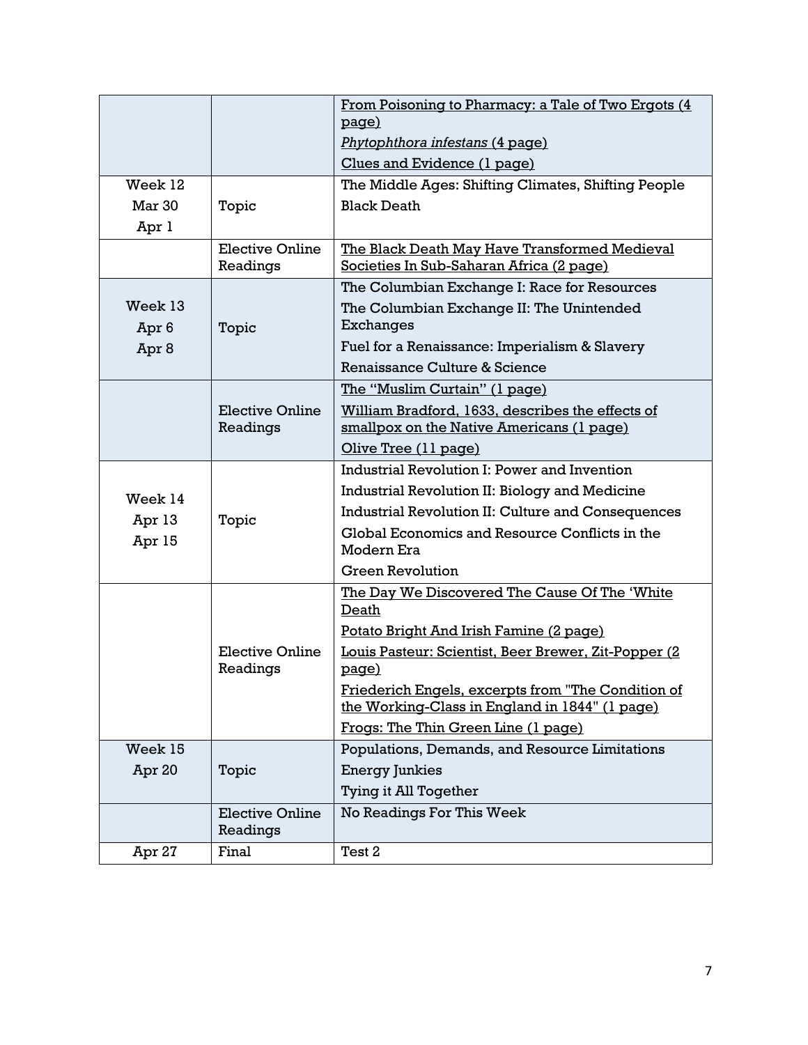| | | |
|---|---|---|
| | | From Poisoning to Pharmacy: a Tale of Two Ergots (4 page)<br>*Phytophthora infestans* (4 page)<br>Clues and Evidence (1 page) |
| Week 12<br>Mar 30<br>Apr 1 | Topic | The Middle Ages: Shifting Climates, Shifting People<br>Black Death |
| | Elective Online Readings | The Black Death May Have Transformed Medieval Societies In Sub-Saharan Africa (2 page) |
| Week 13<br>Apr 6<br>Apr 8 | Topic | The Columbian Exchange I: Race for Resources<br>The Columbian Exchange II: The Unintended Exchanges<br>Fuel for a Renaissance: Imperialism & Slavery<br>Renaissance Culture & Science |
| | Elective Online Readings | The "Muslim Curtain" (1 page)<br>William Bradford, 1633, describes the effects of smallpox on the Native Americans (1 page)<br>Olive Tree (11 page) |
| Week 14<br>Apr 13<br>Apr 15 | Topic | Industrial Revolution I: Power and Invention<br>Industrial Revolution II: Biology and Medicine<br>Industrial Revolution II: Culture and Consequences<br>Global Economics and Resource Conflicts in the Modern Era<br>Green Revolution |
| | Elective Online Readings | The Day We Discovered The Cause Of The 'White Death<br>Potato Bright And Irish Famine (2 page)<br>Louis Pasteur: Scientist, Beer Brewer, Zit-Popper (2 page)<br>Friederich Engels, excerpts from "The Condition of the Working-Class in England in 1844" (1 page)<br>Frogs: The Thin Green Line (1 page) |
| Week 15<br>Apr 20 | Topic | Populations, Demands, and Resource Limitations<br>Energy Junkies<br>Tying it All Together |
| | Elective Online Readings | No Readings For This Week |
| Apr 27 | Final | Test 2 |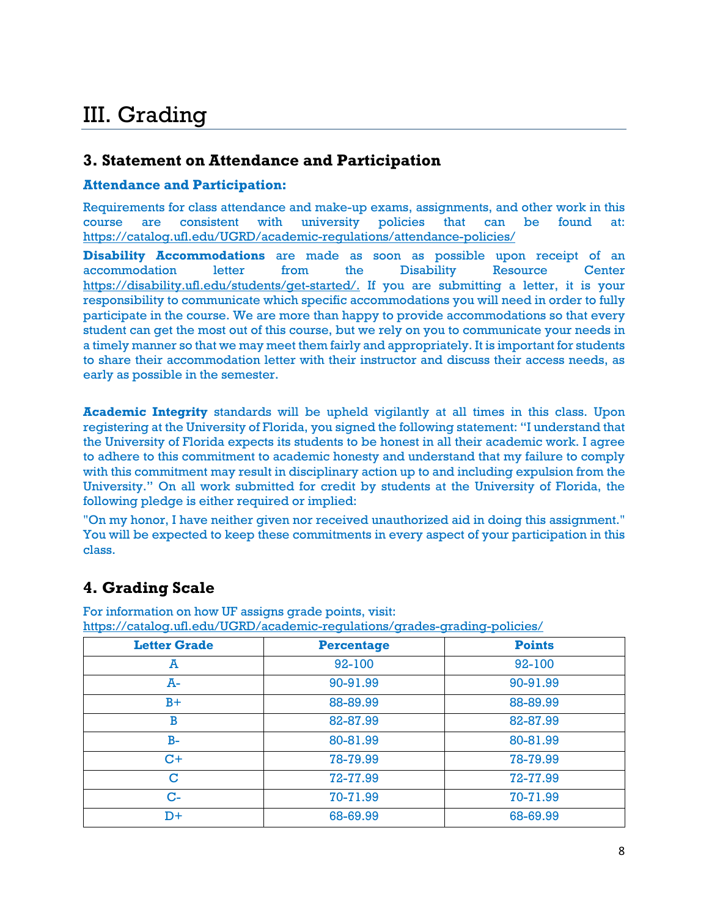# III. Grading

## 3. Statement on Attendance and Participation

### Attendance and Participation:

Requirements for class attendance and make-up exams, assignments, and other work in this course are consistent with university policies that can be found at: https://catalog.ufl.edu/UGRD/academic-regulations/attendance-policies/

**Disability Accommodations** are made as soon as possible upon receipt of an accommodation letter from the Disability Resource Center https://disability.ufl.edu/students/get-started/. If you are submitting a letter, it is your responsibility to communicate which specific accommodations you will need in order to fully participate in the course. We are more than happy to provide accommodations so that every student can get the most out of this course, but we rely on you to communicate your needs in a timely manner so that we may meet them fairly and appropriately. It is important for students to share their accommodation letter with their instructor and discuss their access needs, as early as possible in the semester.

**Academic Integrity** standards will be upheld vigilantly at all times in this class. Upon registering at the University of Florida, you signed the following statement: "I understand that the University of Florida expects its students to be honest in all their academic work. I agree to adhere to this commitment to academic honesty and understand that my failure to comply with this commitment may result in disciplinary action up to and including expulsion from the University." On all work submitted for credit by students at the University of Florida, the following pledge is either required or implied:

"On my honor, I have neither given nor received unauthorized aid in doing this assignment." You will be expected to keep these commitments in every aspect of your participation in this class.

## 4. Grading Scale

For information on how UF assigns grade points, visit: https://catalog.ufl.edu/UGRD/academic-regulations/grades-grading-policies/

| Letter Grade | Percentage | Points |
|---|---|---|
| A | 92-100 | 92-100 |
| A- | 90-91.99 | 90-91.99 |
| B+ | 88-89.99 | 88-89.99 |
| B | 82-87.99 | 82-87.99 |
| B- | 80-81.99 | 80-81.99 |
| C+ | 78-79.99 | 78-79.99 |
| C | 72-77.99 | 72-77.99 |
| C- | 70-71.99 | 70-71.99 |
| D+ | 68-69.99 | 68-69.99 |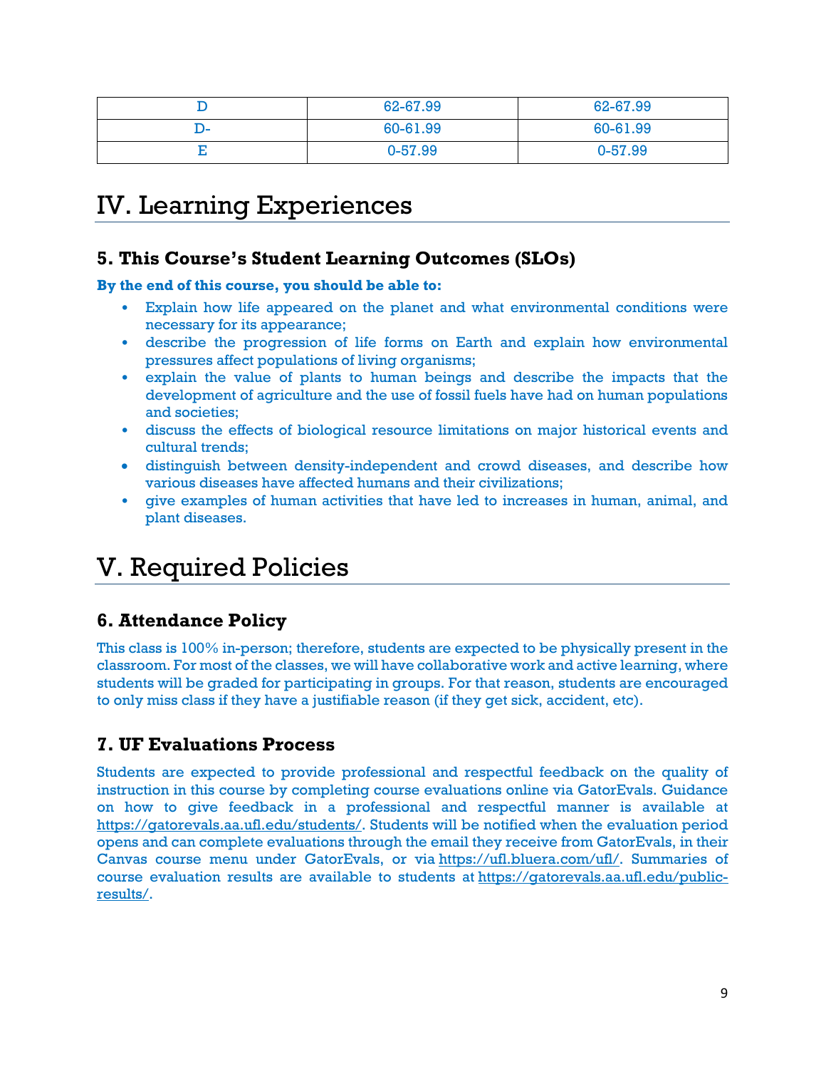| D | 62-67.99 | 62-67.99 |
|---|---|---|
| D- | 60-61.99 | 60-61.99 |
| E | 0-57.99 | 0-57.99 |

# IV. Learning Experiences

## 5. This Course's Student Learning Outcomes (SLOs)

**By the end of this course, you should be able to:**

- Explain how life appeared on the planet and what environmental conditions were necessary for its appearance;
- describe the progression of life forms on Earth and explain how environmental pressures affect populations of living organisms;
- explain the value of plants to human beings and describe the impacts that the development of agriculture and the use of fossil fuels have had on human populations and societies;
- discuss the effects of biological resource limitations on major historical events and cultural trends;
- distinguish between density-independent and crowd diseases, and describe how various diseases have affected humans and their civilizations;
- give examples of human activities that have led to increases in human, animal, and plant diseases.

# V. Required Policies

## 6. Attendance Policy

This class is 100% in-person; therefore, students are expected to be physically present in the classroom. For most of the classes, we will have collaborative work and active learning, where students will be graded for participating in groups. For that reason, students are encouraged to only miss class if they have a justifiable reason (if they get sick, accident, etc).

## 7. UF Evaluations Process

Students are expected to provide professional and respectful feedback on the quality of instruction in this course by completing course evaluations online via GatorEvals. Guidance on how to give feedback in a professional and respectful manner is available at https://gatorevals.aa.ufl.edu/students/. Students will be notified when the evaluation period opens and can complete evaluations through the email they receive from GatorEvals, in their Canvas course menu under GatorEvals, or via https://ufl.bluera.com/ufl/. Summaries of course evaluation results are available to students at https://gatorevals.aa.ufl.edu/public-results/.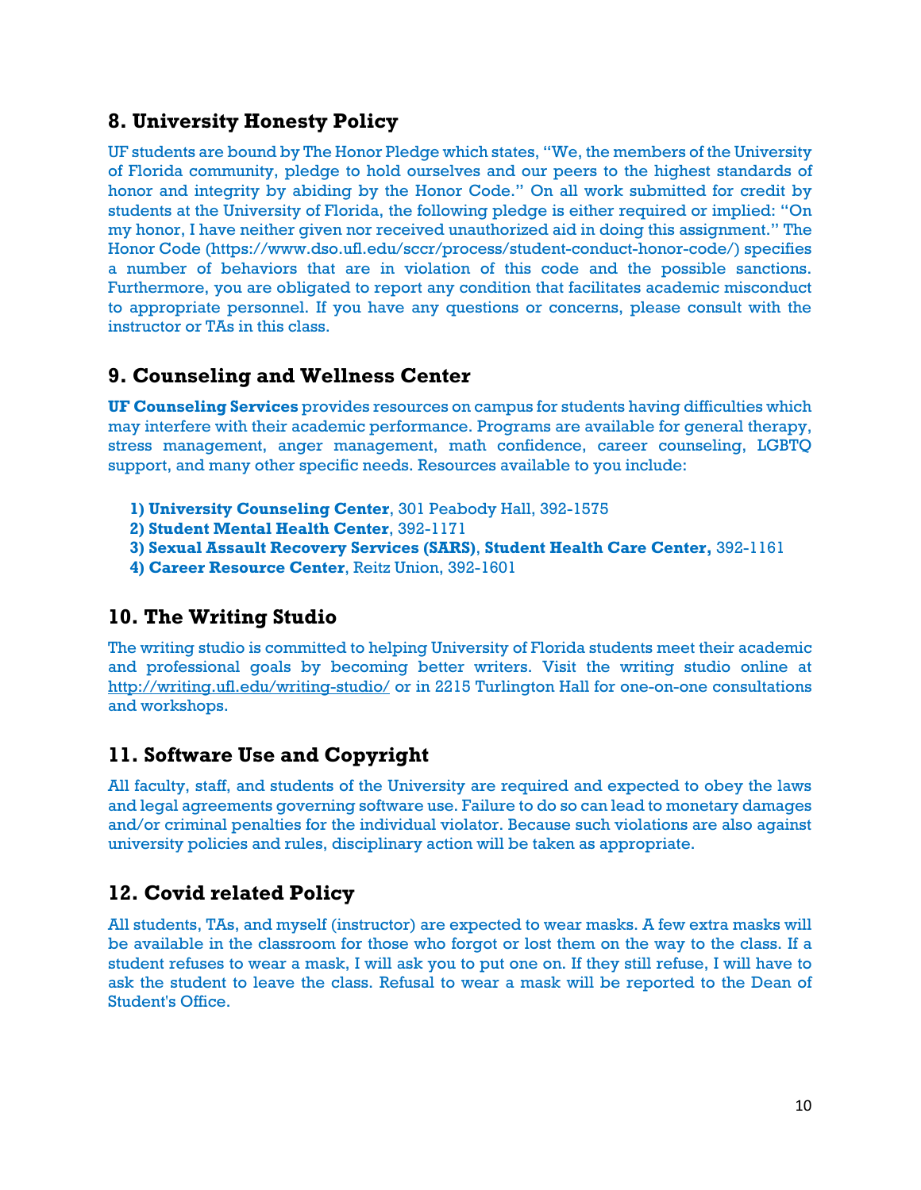## 8. University Honesty Policy

UF students are bound by The Honor Pledge which states, "We, the members of the University of Florida community, pledge to hold ourselves and our peers to the highest standards of honor and integrity by abiding by the Honor Code." On all work submitted for credit by students at the University of Florida, the following pledge is either required or implied: "On my honor, I have neither given nor received unauthorized aid in doing this assignment." The Honor Code (https://www.dso.ufl.edu/sccr/process/student-conduct-honor-code/) specifies a number of behaviors that are in violation of this code and the possible sanctions. Furthermore, you are obligated to report any condition that facilitates academic misconduct to appropriate personnel. If you have any questions or concerns, please consult with the instructor or TAs in this class.

## 9. Counseling and Wellness Center

**UF Counseling Services** provides resources on campus for students having difficulties which may interfere with their academic performance. Programs are available for general therapy, stress management, anger management, math confidence, career counseling, LGBTQ support, and many other specific needs. Resources available to you include:

1) **University Counseling Center**, 301 Peabody Hall, 392-1575
2) **Student Mental Health Center**, 392-1171
3) **Sexual Assault Recovery Services (SARS)**, **Student Health Care Center,** 392-1161
4) **Career Resource Center**, Reitz Union, 392-1601

## 10. The Writing Studio

The writing studio is committed to helping University of Florida students meet their academic and professional goals by becoming better writers. Visit the writing studio online at http://writing.ufl.edu/writing-studio/ or in 2215 Turlington Hall for one-on-one consultations and workshops.

## 11. Software Use and Copyright

All faculty, staff, and students of the University are required and expected to obey the laws and legal agreements governing software use. Failure to do so can lead to monetary damages and/or criminal penalties for the individual violator. Because such violations are also against university policies and rules, disciplinary action will be taken as appropriate.

## 12. Covid related Policy

All students, TAs, and myself (instructor) are expected to wear masks. A few extra masks will be available in the classroom for those who forgot or lost them on the way to the class. If a student refuses to wear a mask, I will ask you to put one on. If they still refuse, I will have to ask the student to leave the class. Refusal to wear a mask will be reported to the Dean of Student's Office.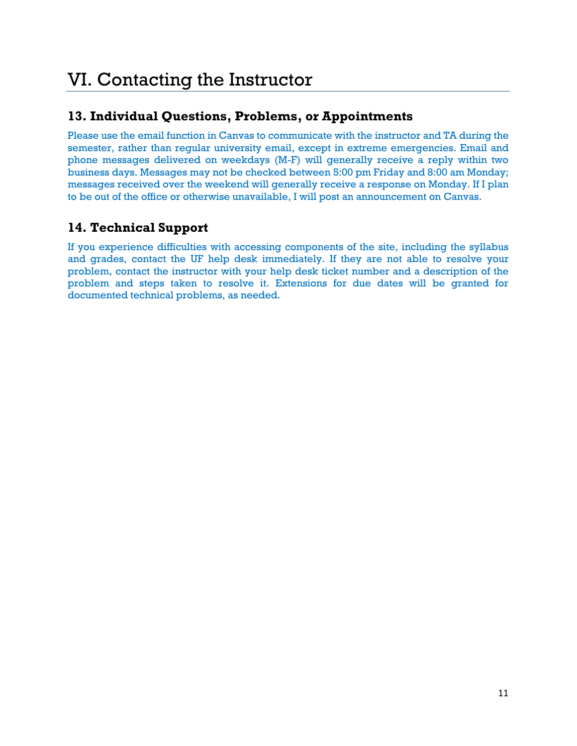# VI. Contacting the Instructor

## 13. Individual Questions, Problems, or Appointments

Please use the email function in Canvas to communicate with the instructor and TA during the semester, rather than regular university email, except in extreme emergencies. Email and phone messages delivered on weekdays (M-F) will generally receive a reply within two business days. Messages may not be checked between 5:00 pm Friday and 8:00 am Monday; messages received over the weekend will generally receive a response on Monday. If I plan to be out of the office or otherwise unavailable, I will post an announcement on Canvas.

## 14. Technical Support

If you experience difficulties with accessing components of the site, including the syllabus and grades, contact the UF help desk immediately. If they are not able to resolve your problem, contact the instructor with your help desk ticket number and a description of the problem and steps taken to resolve it. Extensions for due dates will be granted for documented technical problems, as needed.